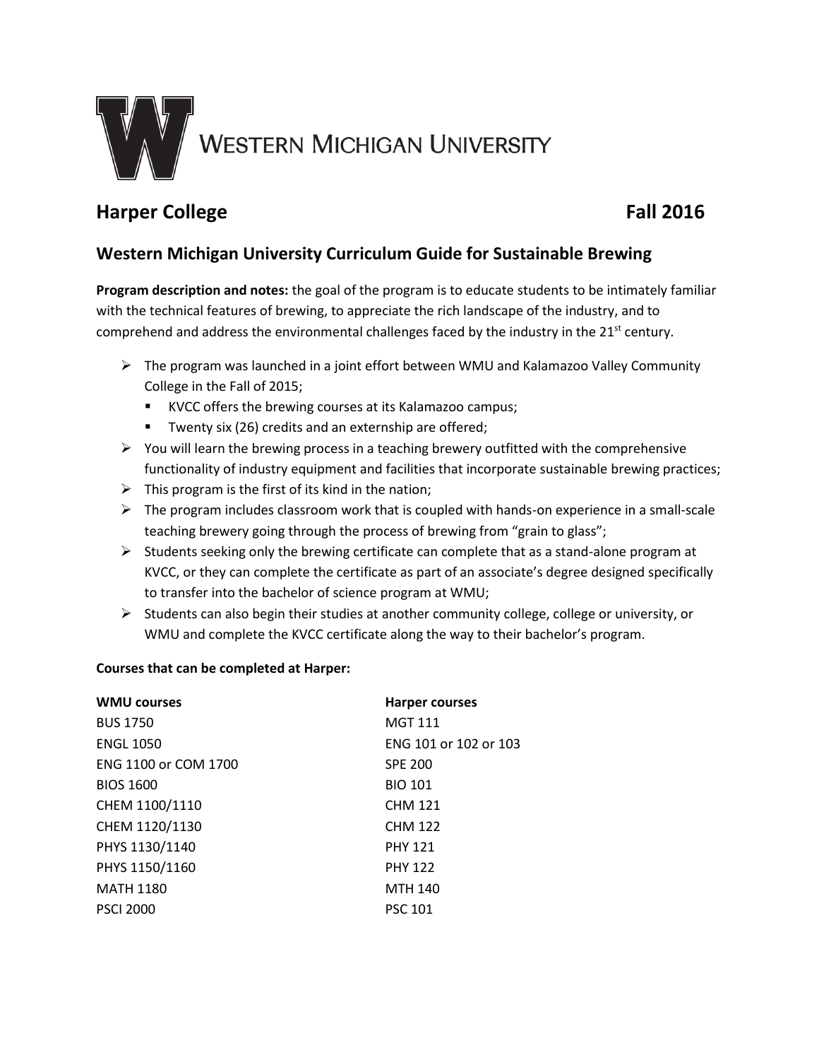# WESTERN MICHIGAN UNIVERSITY

## Harper College Fall 2016

## Western Michigan University Curriculum Guide for Sustainable Brewing

**Program description and notes:** the goal of the program is to educate students to be intimately familiar with the technical features of brewing, to appreciate the rich landscape of the industry, and to comprehend and address the environmental challenges faced by the industry in the 21st century.

- The program was launched in a joint effort between WMU and Kalamazoo Valley Community College in the Fall of 2015;
  - KVCC offers the brewing courses at its Kalamazoo campus;
  - Twenty six (26) credits and an externship are offered;
- You will learn the brewing process in a teaching brewery outfitted with the comprehensive functionality of industry equipment and facilities that incorporate sustainable brewing practices;
- This program is the first of its kind in the nation;
- The program includes classroom work that is coupled with hands-on experience in a small-scale teaching brewery going through the process of brewing from "grain to glass";
- Students seeking only the brewing certificate can complete that as a stand-alone program at KVCC, or they can complete the certificate as part of an associate's degree designed specifically to transfer into the bachelor of science program at WMU;
- Students can also begin their studies at another community college, college or university, or WMU and complete the KVCC certificate along the way to their bachelor's program.

**Courses that can be completed at Harper:**

| WMU courses | Harper courses |
|---|---|
| BUS 1750 | MGT 111 |
| ENGL 1050 | ENG 101 or 102 or 103 |
| ENG 1100 or COM 1700 | SPE 200 |
| BIOS 1600 | BIO 101 |
| CHEM 1100/1110 | CHM 121 |
| CHEM 1120/1130 | CHM 122 |
| PHYS 1130/1140 | PHY 121 |
| PHYS 1150/1160 | PHY 122 |
| MATH 1180 | MTH 140 |
| PSCI 2000 | PSC 101 |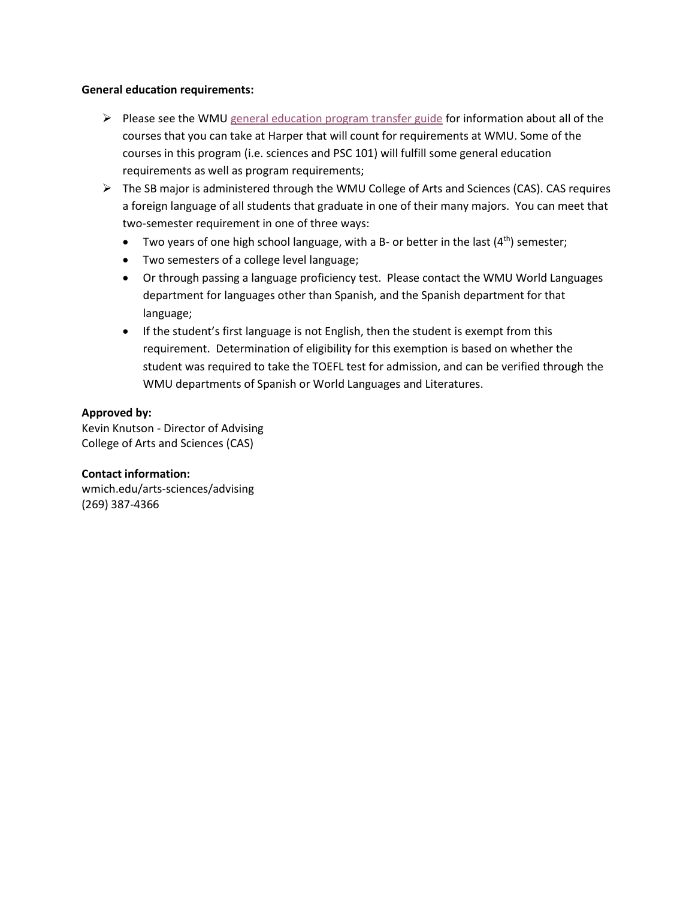**General education requirements:**

- Please see the WMU [general education program transfer guide](general education program transfer guide) for information about all of the courses that you can take at Harper that will count for requirements at WMU. Some of the courses in this program (i.e. sciences and PSC 101) will fulfill some general education requirements as well as program requirements;
- The SB major is administered through the WMU College of Arts and Sciences (CAS). CAS requires a foreign language of all students that graduate in one of their many majors. You can meet that two-semester requirement in one of three ways:
  - Two years of one high school language, with a B- or better in the last (4th) semester;
  - Two semesters of a college level language;
  - Or through passing a language proficiency test. Please contact the WMU World Languages department for languages other than Spanish, and the Spanish department for that language;
  - If the student's first language is not English, then the student is exempt from this requirement. Determination of eligibility for this exemption is based on whether the student was required to take the TOEFL test for admission, and can be verified through the WMU departments of Spanish or World Languages and Literatures.

**Approved by:**
Kevin Knutson - Director of Advising
College of Arts and Sciences (CAS)

**Contact information:**
wmich.edu/arts-sciences/advising
(269) 387-4366